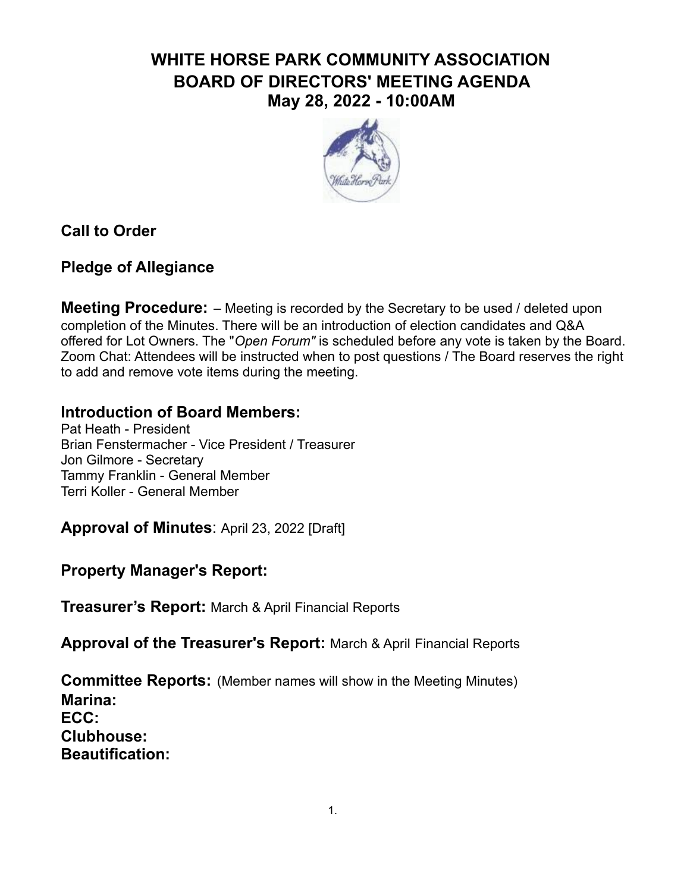# WHITE HORSE PARK COMMUNITY ASSOCIATION
# BOARD OF DIRECTORS' MEETING AGENDA
# May 28, 2022 - 10:00AM

## Call to Order

## Pledge of Allegiance

**Meeting Procedure:** – Meeting is recorded by the Secretary to be used / deleted upon completion of the Minutes. There will be an introduction of election candidates and Q&A offered for Lot Owners. The "*Open Forum"* is scheduled before any vote is taken by the Board. Zoom Chat: Attendees will be instructed when to post questions / The Board reserves the right to add and remove vote items during the meeting.

## Introduction of Board Members:

Pat Heath - President
Brian Fenstermacher - Vice President / Treasurer
Jon Gilmore - Secretary
Tammy Franklin - General Member
Terri Koller - General Member

**Approval of Minutes**: April 23, 2022 [Draft]

**Property Manager's Report:**

**Treasurer's Report:** March & April Financial Reports

**Approval of the Treasurer's Report:** March & April Financial Reports

**Committee Reports:** (Member names will show in the Meeting Minutes)
**Marina:**
**ECC:**
**Clubhouse:**
**Beautification:**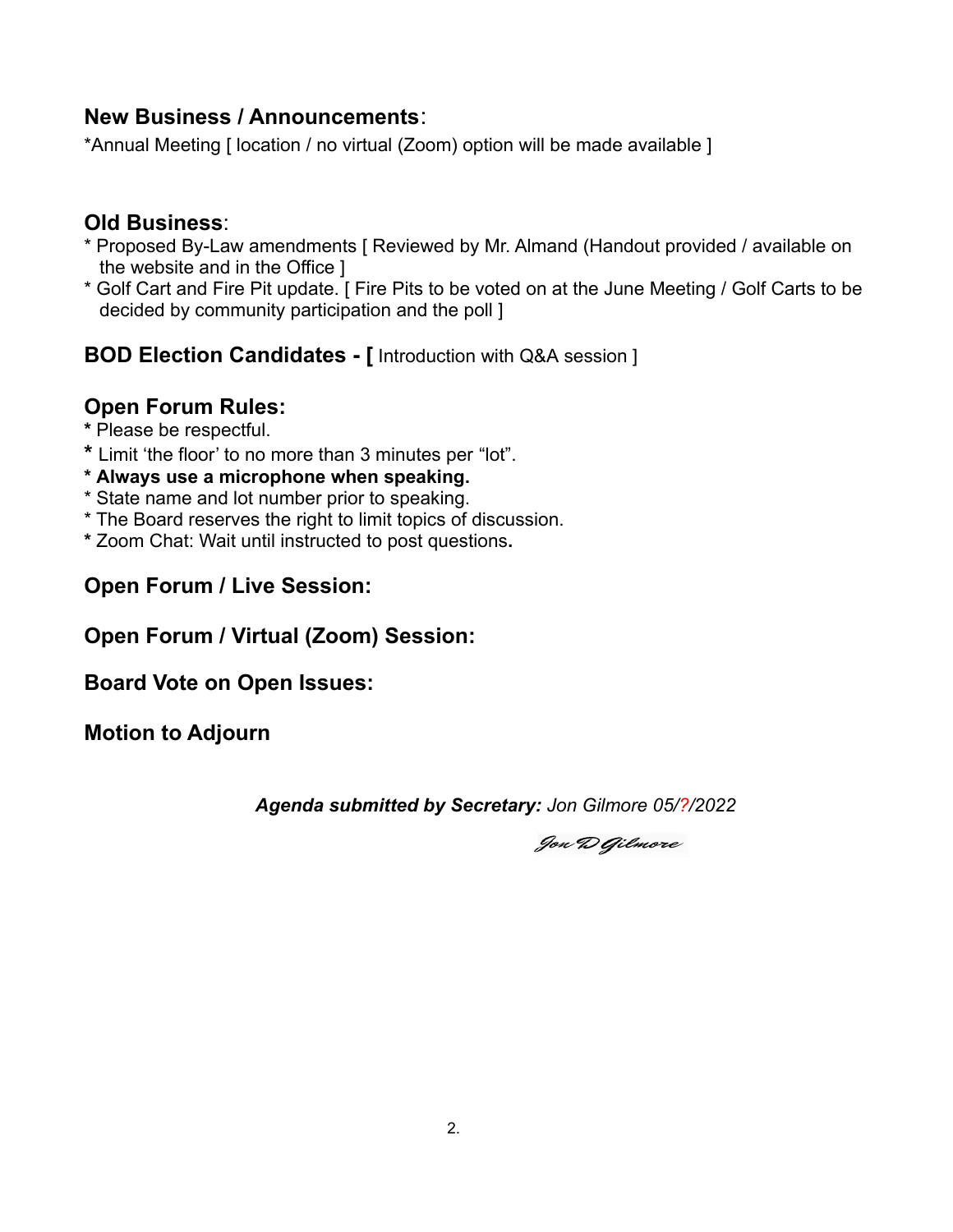## **New Business / Announcements**:

*Annual Meeting [ location / no virtual (Zoom) option will be made available ]

## **Old Business**:

* Proposed By-Law amendments [ Reviewed by Mr. Almand (Handout provided / available on the website and in the Office ]
* Golf Cart and Fire Pit update. [ Fire Pits to be voted on at the June Meeting / Golf Carts to be decided by community participation and the poll ]

## **BOD Election Candidates - [** Introduction with Q&A session ]

## **Open Forum Rules:**

* Please be respectful.
* Limit 'the floor' to no more than 3 minutes per "lot".
* **Always use a microphone when speaking.**
* State name and lot number prior to speaking.
* The Board reserves the right to limit topics of discussion.
* Zoom Chat: Wait until instructed to post questions.

## **Open Forum / Live Session:**

## **Open Forum / Virtual (Zoom) Session:**

## **Board Vote on Open Issues:**

## **Motion to Adjourn**

***Agenda submitted by Secretary:*** *Jon Gilmore 05/?/2022*

*Jon D Gilmore*